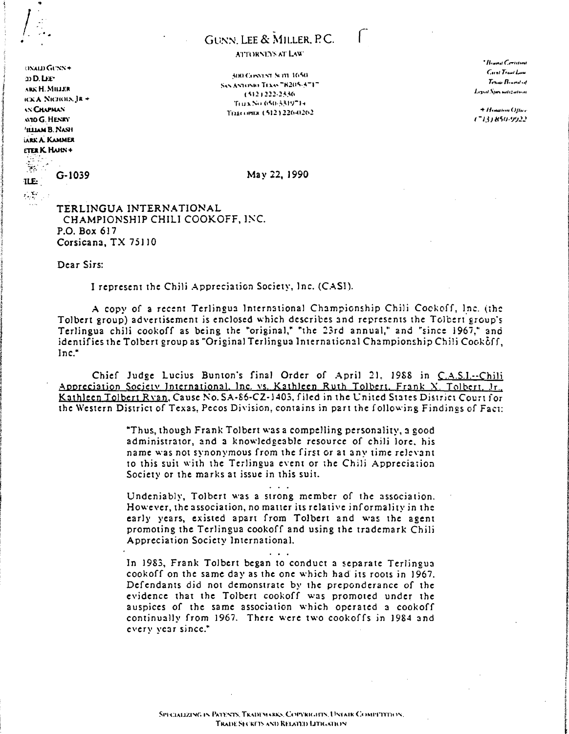# GUNN, LEE & MILLER, P.C.

ATTORNEYS AT LAW

ONALD GUNN +
D D. LEE*
ARK H. MILLER
ICK A. NICHOLS, JR +
AN CHAPMAN
AVID G. HENRY
WILLIAM B. NASH
IARK A. KAMMER
ETER K. HAHN +

300 CONVENT SUITE 1650
SAN ANTONIO, TEXAS 78205-3717
(512) 222-2336
TELEX NO 650-3319714
TELECOPIER (512) 226-0262

*Board Certified
Civil Trial Law
Texas Board of
Legal Specialization

+ Houston Office
(713) 850-9922

FILE: G-1039

May 22, 1990

TERLINGUA INTERNATIONAL
CHAMPIONSHIP CHILI COOKOFF, INC.
P.O. Box 617
Corsicana, TX 75110

Dear Sirs:

I represent the Chili Appreciation Society, Inc. (CASI).

A copy of a recent Terlingua International Championship Chili Cookoff, Inc. (the Tolbert group) advertisement is enclosed which describes and represents the Tolbert group's Terlingua chili cookoff as being the "original," "the 23rd annual," and "since 1967," and identifies the Tolbert group as "Original Terlingua International Championship Chili Cookoff, Inc."

Chief Judge Lucius Bunton's final Order of April 21, 1988 in C.A.S.I.--Chili Appreciation Society International, Inc. vs. Kathleen Ruth Tolbert, Frank X. Tolbert, Jr., Kathleen Tolbert Ryan, Cause No. SA-86-CZ-1403, filed in the United States District Court for the Western District of Texas, Pecos Division, contains in part the following Findings of Fact:

> "Thus, though Frank Tolbert was a compelling personality, a good administrator, and a knowledgeable resource of chili lore, his name was not synonymous from the first or at any time relevant to this suit with the Terlingua event or the Chili Appreciation Society or the marks at issue in this suit.
>
> . . .
>
> Undeniably, Tolbert was a strong member of the association. However, the association, no matter its relative informality in the early years, existed apart from Tolbert and was the agent promoting the Terlingua cookoff and using the trademark Chili Appreciation Society International.
>
> . . .
>
> In 1983, Frank Tolbert began to conduct a separate Terlingua cookoff on the same day as the one which had its roots in 1967. Defendants did not demonstrate by the preponderance of the evidence that the Tolbert cookoff was promoted under the auspices of the same association which operated a cookoff continually from 1967. There were two cookoffs in 1984 and every year since."

SPECIALIZING IN PATENTS, TRADEMARKS, COPYRIGHTS, UNFAIR COMPETITION, TRADE SECRETS AND RELATED LITIGATION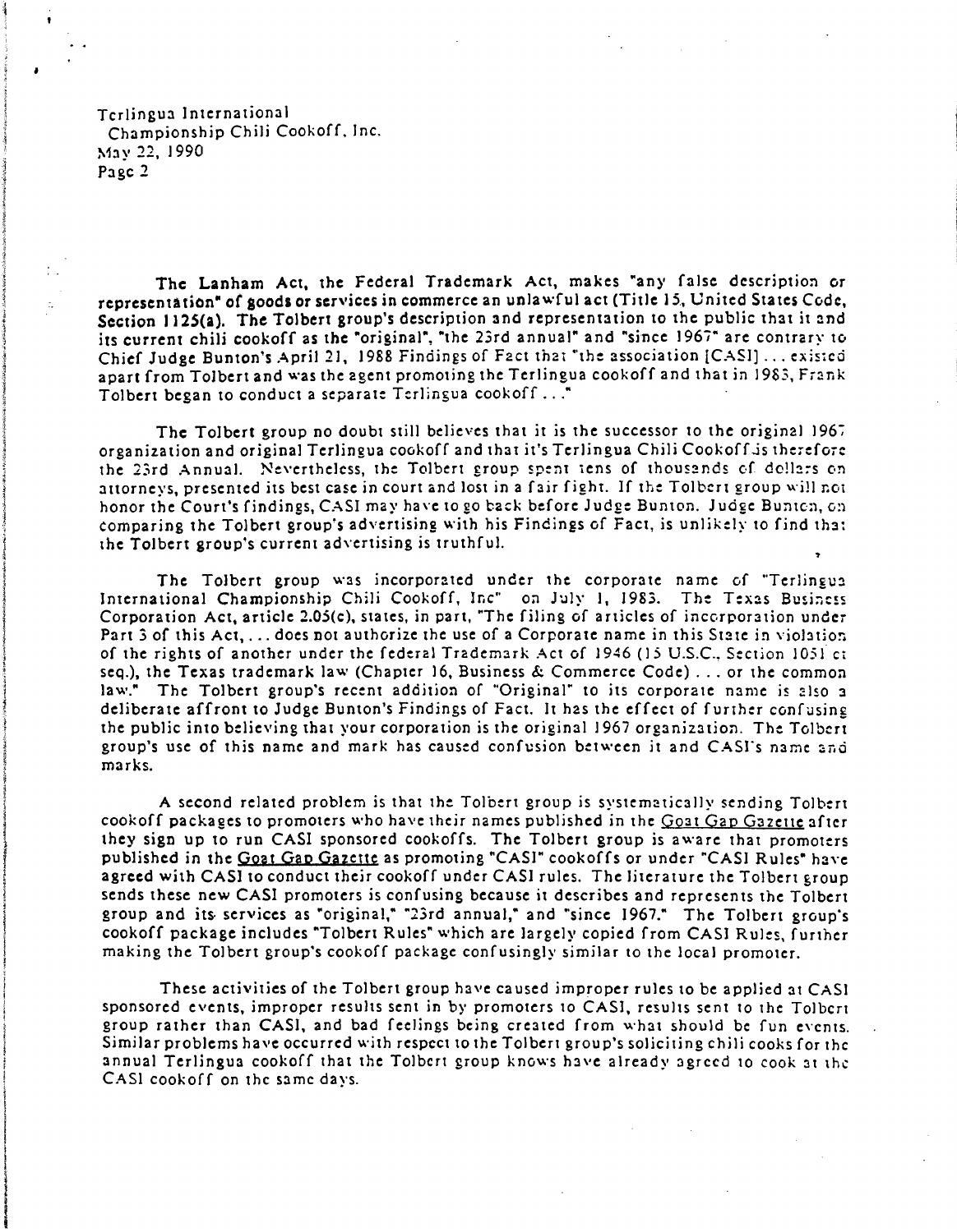The Lanham Act, the Federal Trademark Act, makes "any false description or representation" of goods or services in commerce an unlawful act (Title 15, United States Code, Section 1125(a). The Tolbert group's description and representation to the public that it and its current chili cookoff as the "original", "the 23rd annual" and "since 1967" are contrary to Chief Judge Bunton's April 21, 1988 Findings of Fact that "the association [CASI] ... existed apart from Tolbert and was the agent promoting the Terlingua cookoff and that in 1983, Frank Tolbert began to conduct a separate Terlingua cookoff ..."

The Tolbert group no doubt still believes that it is the successor to the original 1967 organization and original Terlingua cookoff and that it's Terlingua Chili Cookoff is therefore the 23rd Annual. Nevertheless, the Tolbert group spent tens of thousands of dollars on attorneys, presented its best case in court and lost in a fair fight. If the Tolbert group will not honor the Court's findings, CASI may have to go back before Judge Bunton. Judge Bunton, on comparing the Tolbert group's advertising with his Findings of Fact, is unlikely to find that the Tolbert group's current advertising is truthful.

The Tolbert group was incorporated under the corporate name of "Terlingua International Championship Chili Cookoff, Inc" on July 1, 1983. The Texas Business Corporation Act, article 2.05(c), states, in part, "The filing of articles of incorporation under Part 3 of this Act, ... does not authorize the use of a Corporate name in this State in violation of the rights of another under the federal Trademark Act of 1946 (15 U.S.C., Section 1051 et seq.), the Texas trademark law (Chapter 16, Business & Commerce Code) ... or the common law." The Tolbert group's recent addition of "Original" to its corporate name is also a deliberate affront to Judge Bunton's Findings of Fact. It has the effect of further confusing the public into believing that your corporation is the original 1967 organization. The Tolbert group's use of this name and mark has caused confusion between it and CASI's name and marks.

A second related problem is that the Tolbert group is systematically sending Tolbert cookoff packages to promoters who have their names published in the Goat Gap Gazette after they sign up to run CASI sponsored cookoffs. The Tolbert group is aware that promoters published in the Goat Gap Gazette as promoting "CASI" cookoffs or under "CASI Rules" have agreed with CASI to conduct their cookoff under CASI rules. The literature the Tolbert group sends these new CASI promoters is confusing because it describes and represents the Tolbert group and its services as "original," "23rd annual," and "since 1967." The Tolbert group's cookoff package includes "Tolbert Rules" which are largely copied from CASI Rules, further making the Tolbert group's cookoff package confusingly similar to the local promoter.

These activities of the Tolbert group have caused improper rules to be applied at CASI sponsored events, improper results sent in by promoters to CASI, results sent to the Tolbert group rather than CASI, and bad feelings being created from what should be fun events. Similar problems have occurred with respect to the Tolbert group's soliciting chili cooks for the annual Terlingua cookoff that the Tolbert group knows have already agreed to cook at the CASI cookoff on the same days.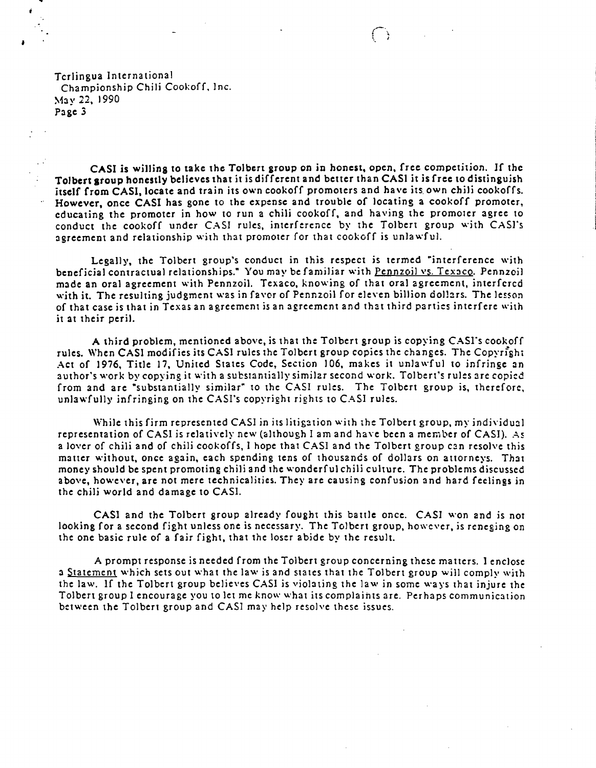CASI is willing to take the Tolbert group on in honest, open, free competition. If the Tolbert group honestly believes that it is different and better than CASI it is free to distinguish itself from CASI, locate and train its own cookoff promoters and have its own chili cookoffs. However, once CASI has gone to the expense and trouble of locating a cookoff promoter, educating the promoter in how to run a chili cookoff, and having the promoter agree to conduct the cookoff under CASI rules, interference by the Tolbert group with CASI's agreement and relationship with that promoter for that cookoff is unlawful.

Legally, the Tolbert group's conduct in this respect is termed "interference with beneficial contractual relationships." You may be familiar with Pennzoil vs. Texaco. Pennzoil made an oral agreement with Pennzoil. Texaco, knowing of that oral agreement, interfered with it. The resulting judgment was in favor of Pennzoil for eleven billion dollars. The lesson of that case is that in Texas an agreement is an agreement and that third parties interfere with it at their peril.

A third problem, mentioned above, is that the Tolbert group is copying CASI's cookoff rules. When CASI modifies its CASI rules the Tolbert group copies the changes. The Copyright Act of 1976, Title 17, United States Code, Section 106, makes it unlawful to infringe an author's work by copying it with a substantially similar second work. Tolbert's rules are copied from and are "substantially similar" to the CASI rules. The Tolbert group is, therefore, unlawfully infringing on the CASI's copyright rights to CASI rules.

While this firm represented CASI in its litigation with the Tolbert group, my individual representation of CASI is relatively new (although I am and have been a member of CASI). As a lover of chili and of chili cookoffs, I hope that CASI and the Tolbert group can resolve this matter without, once again, each spending tens of thousands of dollars on attorneys. That money should be spent promoting chili and the wonderful chili culture. The problems discussed above, however, are not mere technicalities. They are causing confusion and hard feelings in the chili world and damage to CASI.

CASI and the Tolbert group already fought this battle once. CASI won and is not looking for a second fight unless one is necessary. The Tolbert group, however, is reneging on the one basic rule of a fair fight, that the loser abide by the result.

A prompt response is needed from the Tolbert group concerning these matters. I enclose a Statement which sets out what the law is and states that the Tolbert group will comply with the law. If the Tolbert group believes CASI is violating the law in some ways that injure the Tolbert group I encourage you to let me know what its complaints are. Perhaps communication between the Tolbert group and CASI may help resolve these issues.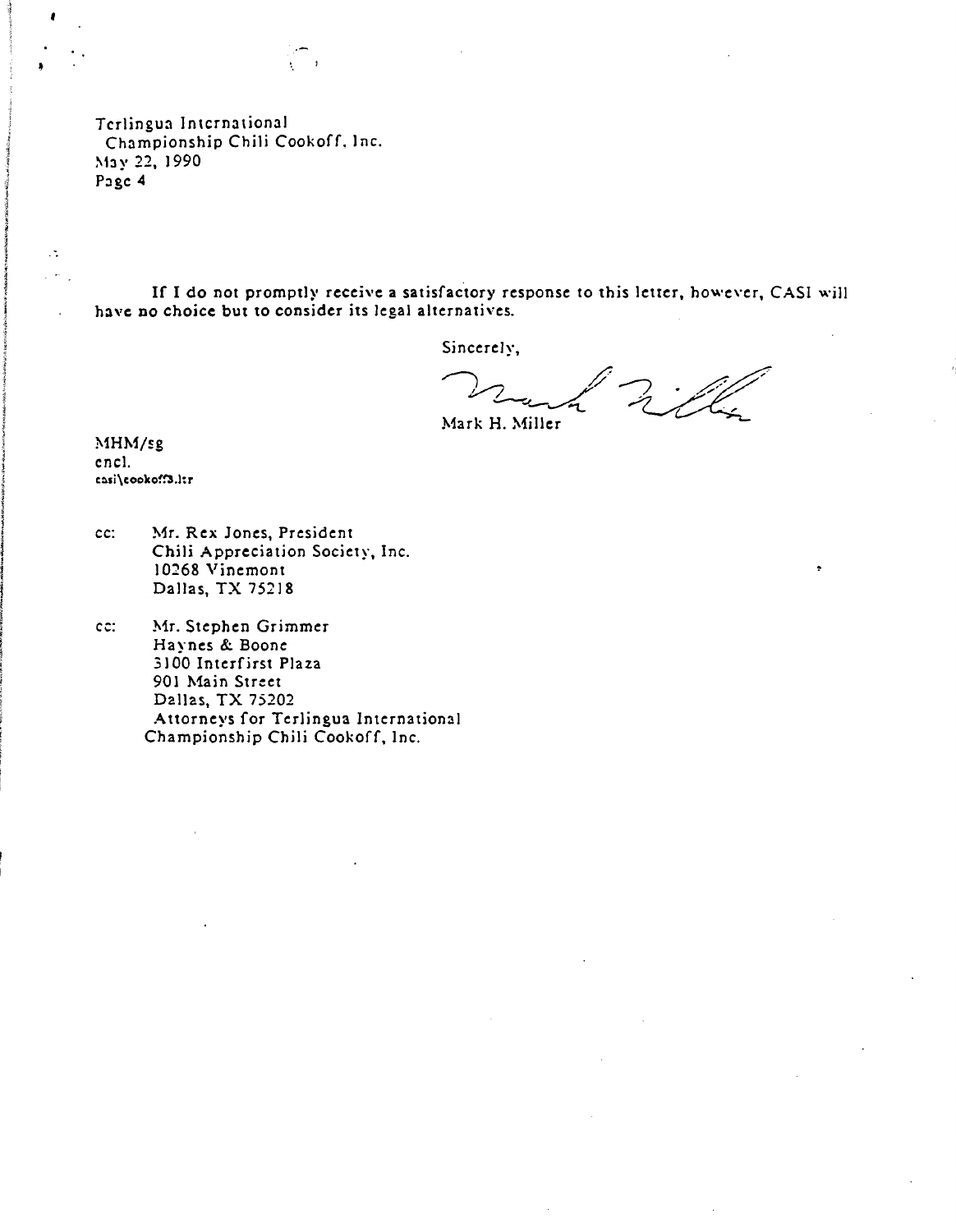If I do not promptly receive a satisfactory response to this letter, however, CASI will have no choice but to consider its legal alternatives.

Sincerely,

Mark H. Miller

MHM/sg
encl.
casi\cookoff3.ltr

cc: Mr. Rex Jones, President
Chili Appreciation Society, Inc.
10268 Vinemont
Dallas, TX 75218

cc: Mr. Stephen Grimmer
Haynes & Boone
3100 Interfirst Plaza
901 Main Street
Dallas, TX 75202
Attorneys for Terlingua International Championship Chili Cookoff, Inc.